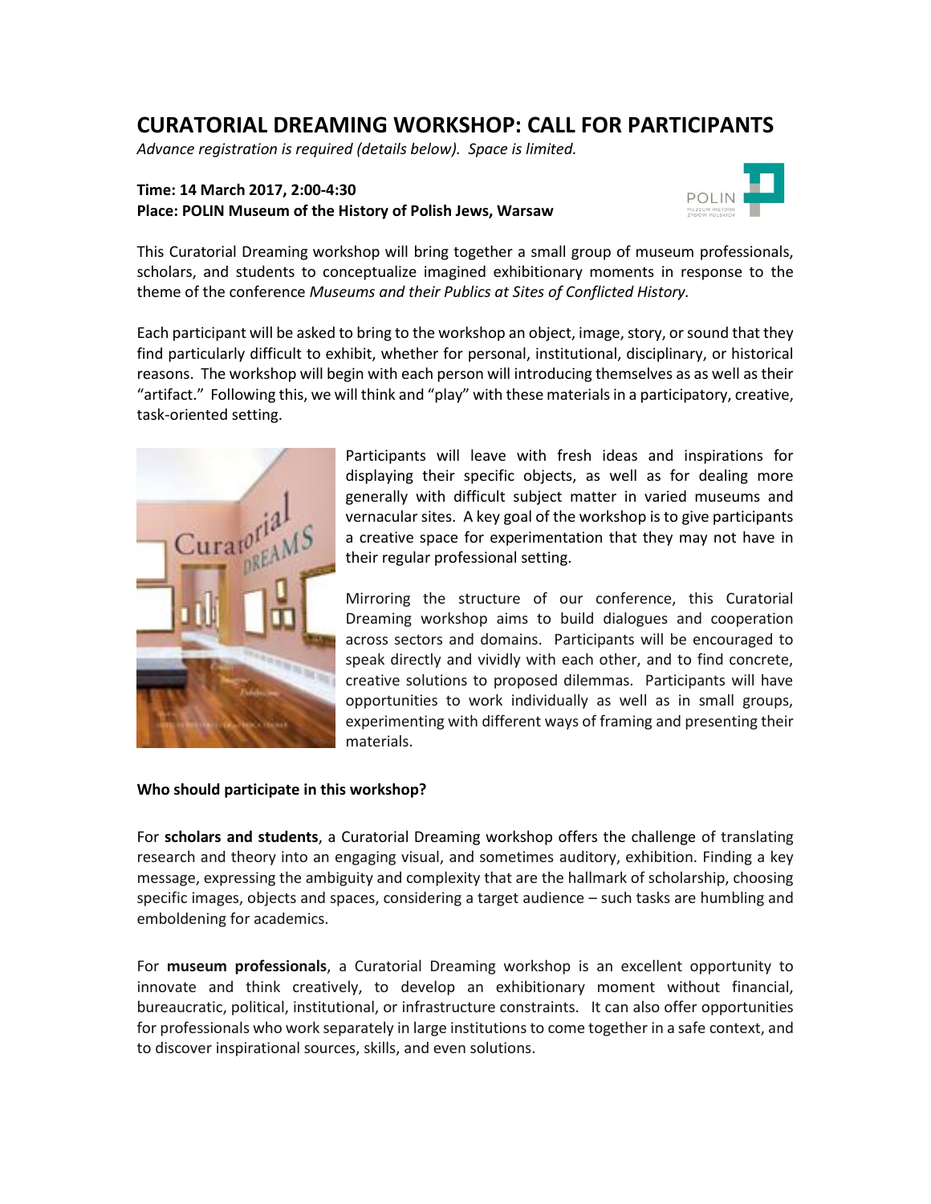# CURATORIAL DREAMING WORKSHOP: CALL FOR PARTICIPANTS

*Advance registration is required (details below). Space is limited.*

**Time: 14 March 2017, 2:00-4:30**
**Place: POLIN Museum of the History of Polish Jews, Warsaw**

This Curatorial Dreaming workshop will bring together a small group of museum professionals, scholars, and students to conceptualize imagined exhibitionary moments in response to the theme of the conference *Museums and their Publics at Sites of Conflicted History.*

Each participant will be asked to bring to the workshop an object, image, story, or sound that they find particularly difficult to exhibit, whether for personal, institutional, disciplinary, or historical reasons. The workshop will begin with each person will introducing themselves as as well as their "artifact." Following this, we will think and "play" with these materials in a participatory, creative, task-oriented setting.

Participants will leave with fresh ideas and inspirations for displaying their specific objects, as well as for dealing more generally with difficult subject matter in varied museums and vernacular sites. A key goal of the workshop is to give participants a creative space for experimentation that they may not have in their regular professional setting.

Mirroring the structure of our conference, this Curatorial Dreaming workshop aims to build dialogues and cooperation across sectors and domains. Participants will be encouraged to speak directly and vividly with each other, and to find concrete, creative solutions to proposed dilemmas. Participants will have opportunities to work individually as well as in small groups, experimenting with different ways of framing and presenting their materials.

**Who should participate in this workshop?**

For **scholars and students**, a Curatorial Dreaming workshop offers the challenge of translating research and theory into an engaging visual, and sometimes auditory, exhibition. Finding a key message, expressing the ambiguity and complexity that are the hallmark of scholarship, choosing specific images, objects and spaces, considering a target audience – such tasks are humbling and emboldening for academics.

For **museum professionals**, a Curatorial Dreaming workshop is an excellent opportunity to innovate and think creatively, to develop an exhibitionary moment without financial, bureaucratic, political, institutional, or infrastructure constraints. It can also offer opportunities for professionals who work separately in large institutions to come together in a safe context, and to discover inspirational sources, skills, and even solutions.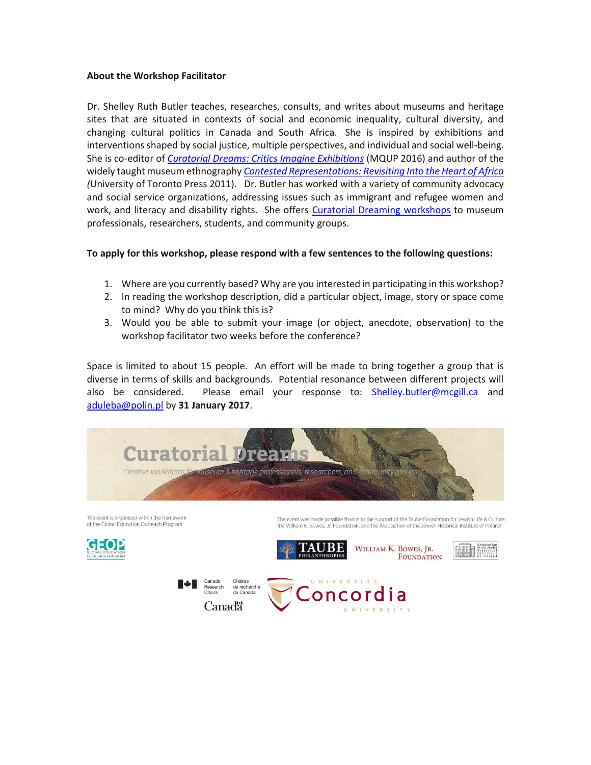**About the Workshop Facilitator**

Dr. Shelley Ruth Butler teaches, researches, consults, and writes about museums and heritage sites that are situated in contexts of social and economic inequality, cultural diversity, and changing cultural politics in Canada and South Africa. She is inspired by exhibitions and interventions shaped by social justice, multiple perspectives, and individual and social well-being. She is co-editor of *Curatorial Dreams: Critics Imagine Exhibitions* (MQUP 2016) and author of the widely taught museum ethnography *Contested Representations: Revisiting Into the Heart of Africa* (University of Toronto Press 2011). Dr. Butler has worked with a variety of community advocacy and social service organizations, addressing issues such as immigrant and refugee women and work, and literacy and disability rights. She offers Curatorial Dreaming workshops to museum professionals, researchers, students, and community groups.

**To apply for this workshop, please respond with a few sentences to the following questions:**

1. Where are you currently based? Why are you interested in participating in this workshop?
2. In reading the workshop description, did a particular object, image, story or space come to mind? Why do you think this is?
3. Would you be able to submit your image (or object, anecdote, observation) to the workshop facilitator two weeks before the conference?

Space is limited to about 15 people. An effort will be made to bring together a group that is diverse in terms of skills and backgrounds. Potential resonance between different projects will also be considered. Please email your response to: Shelley.butler@mcgill.ca and aduleba@polin.pl by **31 January 2017**.

Curatorial Dreams

*Creative workshops for museum & heritage professionals, researchers, and community groups*

The event is organized within the framework of the Global Education Outreach Program

The event was made possible thanks to the support of the Taube Foundation for Jewish Life & Culture, the William K. Bowes, Jr. Foundation, and the Association of the Jewish Historical Institute of Poland

GEOP Global Education Outreach Program

TAUBE Philanthropies

William K. Bowes, Jr. Foundation

Association of the Jewish Historical Institute of Poland

Canada Research Chairs / Chaires de recherche du Canada

Canada

Université Concordia University